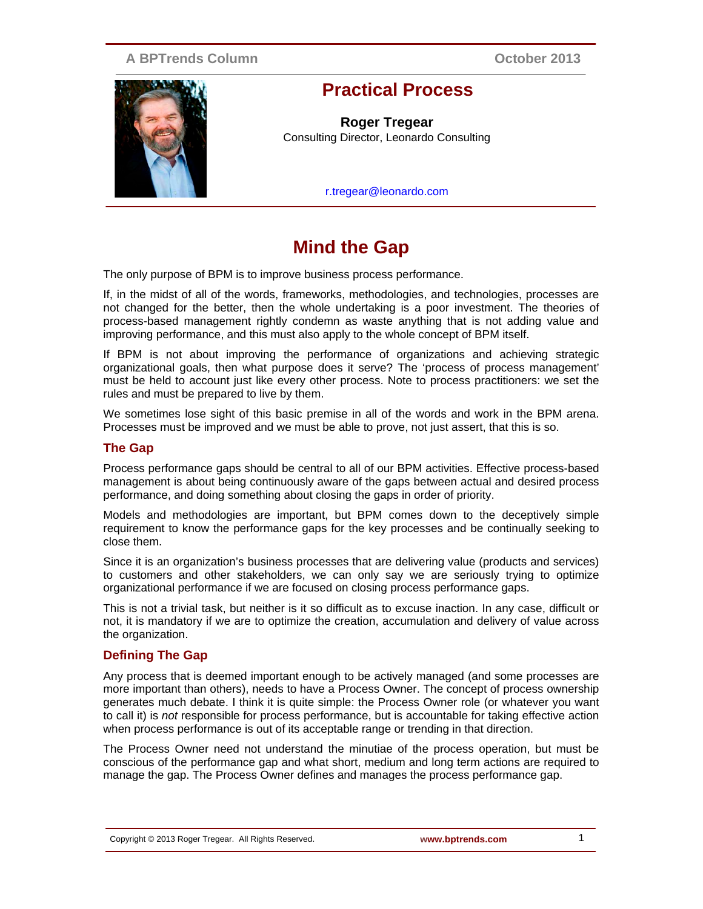A BPTrends Column October 2013

# Practical Process

**Roger Tregear**
Consulting Director, Leonardo Consulting

r.tregear@leonardo.com

# Mind the Gap

The only purpose of BPM is to improve business process performance.

If, in the midst of all of the words, frameworks, methodologies, and technologies, processes are not changed for the better, then the whole undertaking is a poor investment. The theories of process-based management rightly condemn as waste anything that is not adding value and improving performance, and this must also apply to the whole concept of BPM itself.

If BPM is not about improving the performance of organizations and achieving strategic organizational goals, then what purpose does it serve? The 'process of process management' must be held to account just like every other process. Note to process practitioners: we set the rules and must be prepared to live by them.

We sometimes lose sight of this basic premise in all of the words and work in the BPM arena. Processes must be improved and we must be able to prove, not just assert, that this is so.

## The Gap

Process performance gaps should be central to all of our BPM activities. Effective process-based management is about being continuously aware of the gaps between actual and desired process performance, and doing something about closing the gaps in order of priority.

Models and methodologies are important, but BPM comes down to the deceptively simple requirement to know the performance gaps for the key processes and be continually seeking to close them.

Since it is an organization's business processes that are delivering value (products and services) to customers and other stakeholders, we can only say we are seriously trying to optimize organizational performance if we are focused on closing process performance gaps.

This is not a trivial task, but neither is it so difficult as to excuse inaction. In any case, difficult or not, it is mandatory if we are to optimize the creation, accumulation and delivery of value across the organization.

## Defining The Gap

Any process that is deemed important enough to be actively managed (and some processes are more important than others), needs to have a Process Owner. The concept of process ownership generates much debate. I think it is quite simple: the Process Owner role (or whatever you want to call it) is *not* responsible for process performance, but is accountable for taking effective action when process performance is out of its acceptable range or trending in that direction.

The Process Owner need not understand the minutiae of the process operation, but must be conscious of the performance gap and what short, medium and long term actions are required to manage the gap. The Process Owner defines and manages the process performance gap.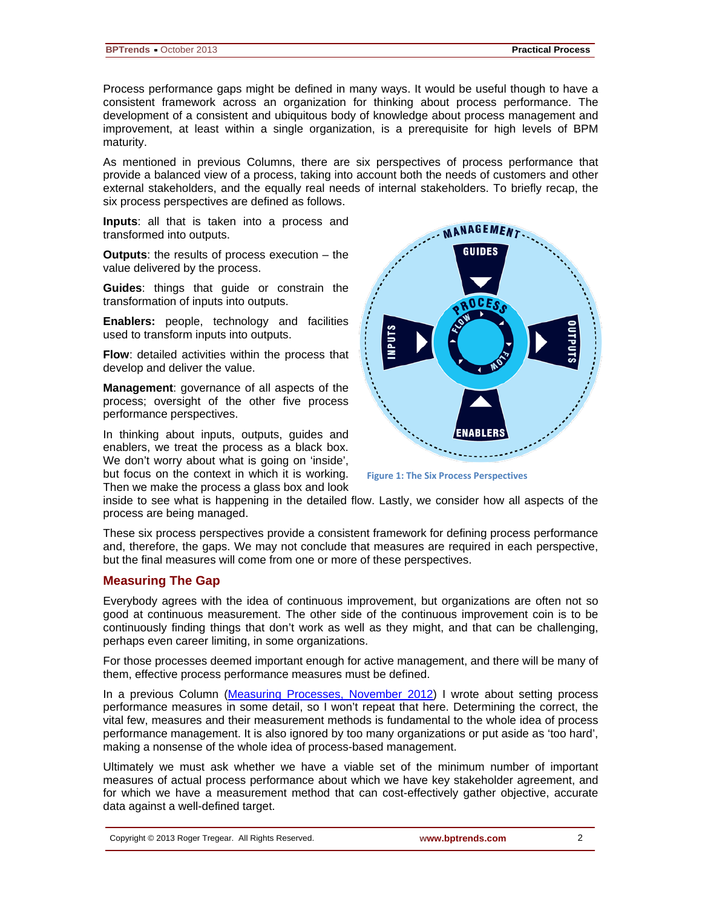Process performance gaps might be defined in many ways. It would be useful though to have a consistent framework across an organization for thinking about process performance. The development of a consistent and ubiquitous body of knowledge about process management and improvement, at least within a single organization, is a prerequisite for high levels of BPM maturity.

As mentioned in previous Columns, there are six perspectives of process performance that provide a balanced view of a process, taking into account both the needs of customers and other external stakeholders, and the equally real needs of internal stakeholders. To briefly recap, the six process perspectives are defined as follows.

**Inputs**: all that is taken into a process and transformed into outputs.

**Outputs**: the results of process execution – the value delivered by the process.

**Guides**: things that guide or constrain the transformation of inputs into outputs.

**Enablers:** people, technology and facilities used to transform inputs into outputs.

**Flow**: detailed activities within the process that develop and deliver the value.

**Management**: governance of all aspects of the process; oversight of the other five process performance perspectives.

Figure 1: The Six Process Perspectives

In thinking about inputs, outputs, guides and enablers, we treat the process as a black box. We don't worry about what is going on 'inside', but focus on the context in which it is working. Then we make the process a glass box and look inside to see what is happening in the detailed flow. Lastly, we consider how all aspects of the process are being managed.

These six process perspectives provide a consistent framework for defining process performance and, therefore, the gaps. We may not conclude that measures are required in each perspective, but the final measures will come from one or more of these perspectives.

## Measuring The Gap

Everybody agrees with the idea of continuous improvement, but organizations are often not so good at continuous measurement. The other side of the continuous improvement coin is to be continuously finding things that don't work as well as they might, and that can be challenging, perhaps even career limiting, in some organizations.

For those processes deemed important enough for active management, and there will be many of them, effective process performance measures must be defined.

In a previous Column (Measuring Processes, November 2012) I wrote about setting process performance measures in some detail, so I won't repeat that here. Determining the correct, the vital few, measures and their measurement methods is fundamental to the whole idea of process performance management. It is also ignored by too many organizations or put aside as 'too hard', making a nonsense of the whole idea of process-based management.

Ultimately we must ask whether we have a viable set of the minimum number of important measures of actual process performance about which we have key stakeholder agreement, and for which we have a measurement method that can cost-effectively gather objective, accurate data against a well-defined target.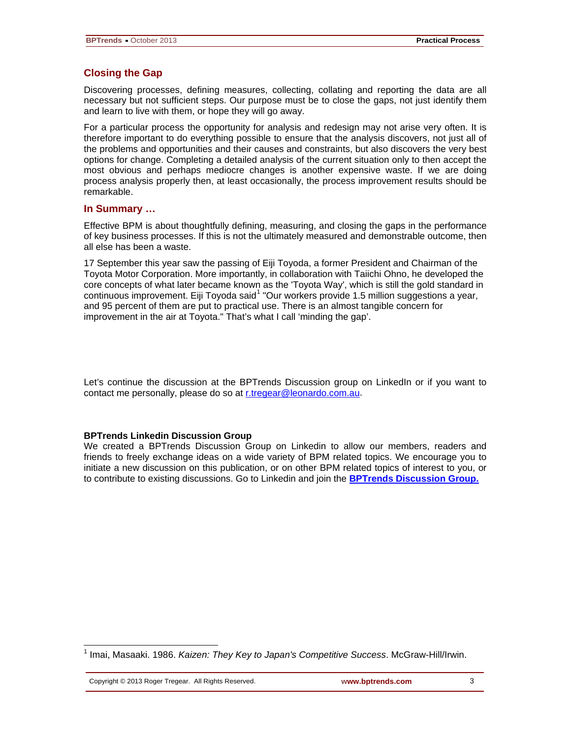## Closing the Gap

Discovering processes, defining measures, collecting, collating and reporting the data are all necessary but not sufficient steps. Our purpose must be to close the gaps, not just identify them and learn to live with them, or hope they will go away.

For a particular process the opportunity for analysis and redesign may not arise very often. It is therefore important to do everything possible to ensure that the analysis discovers, not just all of the problems and opportunities and their causes and constraints, but also discovers the very best options for change. Completing a detailed analysis of the current situation only to then accept the most obvious and perhaps mediocre changes is another expensive waste. If we are doing process analysis properly then, at least occasionally, the process improvement results should be remarkable.

## In Summary …

Effective BPM is about thoughtfully defining, measuring, and closing the gaps in the performance of key business processes. If this is not the ultimately measured and demonstrable outcome, then all else has been a waste.

17 September this year saw the passing of Eiji Toyoda, a former President and Chairman of the Toyota Motor Corporation. More importantly, in collaboration with Taiichi Ohno, he developed the core concepts of what later became known as the 'Toyota Way', which is still the gold standard in continuous improvement. Eiji Toyoda said[1] "Our workers provide 1.5 million suggestions a year, and 95 percent of them are put to practical use. There is an almost tangible concern for improvement in the air at Toyota." That's what I call 'minding the gap'.

Let's continue the discussion at the BPTrends Discussion group on LinkedIn or if you want to contact me personally, please do so at r.tregear@leonardo.com.au.

**BPTrends Linkedin Discussion Group**
We created a BPTrends Discussion Group on Linkedin to allow our members, readers and friends to freely exchange ideas on a wide variety of BPM related topics. We encourage you to initiate a new discussion on this publication, or on other BPM related topics of interest to you, or to contribute to existing discussions. Go to Linkedin and join the **BPTrends Discussion Group.**

[1] Imai, Masaaki. 1986. *Kaizen: They Key to Japan's Competitive Success*. McGraw-Hill/Irwin.